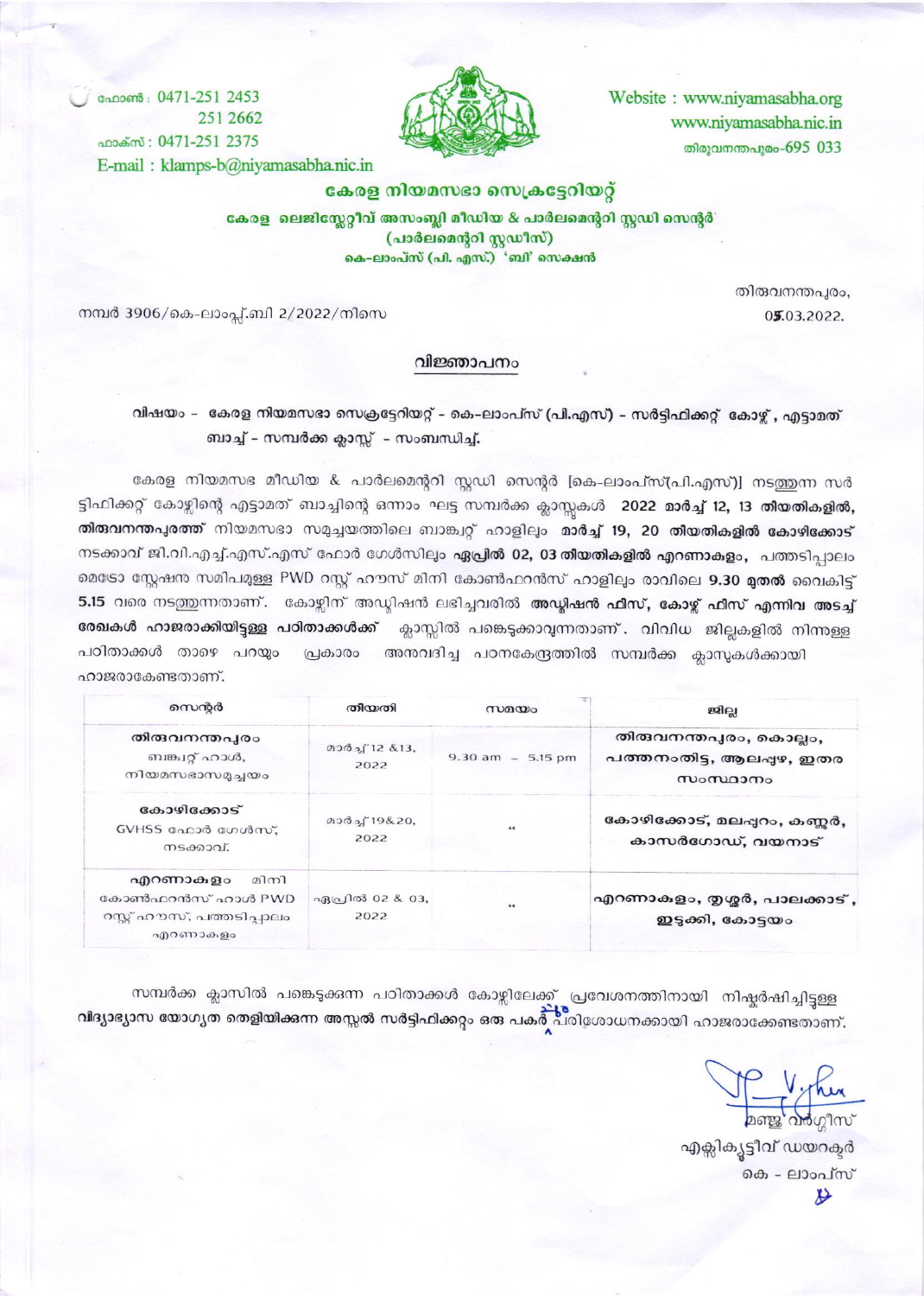ഫോൺ : 0471-251 2453
251 2662
ഫാക്സ് : 0471-251 2375
E-mail : klamps-b@niyamasabha.nic.in

Website : www.niyamasabha.org
www.niyamasabha.nic.in
തിരുവനന്തപുരം-695 033

## കേരള നിയമസഭാ സെക്രട്ടേറിയറ്റ്

**കേരള ലെജിസ്ലേറ്റീവ് അസംബ്ലി മീഡിയ & പാർലമെന്ററി സ്റ്റഡി സെന്റർ**
**(പാർലമെന്ററി സ്റ്റഡീസ്)**
**കെ-ലാംപ്സ് (പി. എസ്.) 'ബി' സെക്ഷൻ**

നമ്പർ 3906/കെ-ലാംപ്സ്.ബി 2/2022/നിസെ

തിരുവനന്തപുരം,
05.03.2022.

### വിജ്ഞാപനം

**വിഷയം - കേരള നിയമസഭാ സെക്രട്ടേറിയറ്റ് - കെ-ലാംപ്സ് (പി.എസ്) - സർട്ടിഫിക്കറ്റ് കോഴ്സ്, എട്ടാമത് ബാച്ച് - സമ്പർക്ക ക്ലാസ്സ് - സംബന്ധിച്ച്.**

കേരള നിയമസഭ മീഡിയ & പാർലമെന്ററി സ്റ്റഡി സെന്റർ [കെ-ലാംപ്സ്(പി.എസ്)] നടത്തുന്ന സർട്ടിഫിക്കറ്റ് കോഴ്സിന്റെ എട്ടാമത് ബാച്ചിന്റെ ഒന്നാം ഘട്ട സമ്പർക്ക ക്ലാസ്സുകൾ **2022 മാർച്ച് 12, 13 തീയതികളിൽ, തിരുവനന്തപുരത്ത്** നിയമസഭാ സമുച്ചയത്തിലെ ബാങ്ക്വറ്റ് ഹാളിലും **മാർച്ച് 19, 20 തീയതികളിൽ കോഴിക്കോട്** നടക്കാവ് ജി.വി.എച്ച്.എസ്.എസ് ഫോർ ഗേൾസിലും **ഏപ്രിൽ 02, 03 തീയതികളിൽ** എറണാകുളം, പത്തടിപ്പാലം മെട്രോ സ്റ്റേഷന സമീപമുള്ള PWD റസ്റ്റ് ഹൗസ് മിനി കോൺഫറൻസ് ഹാളിലും രാവിലെ **9.30 മുതൽ** വൈകിട്ട് **5.15** വരെ നടത്തുന്നതാണ്. കോഴ്സിന് അഡ്മിഷൻ ലഭിച്ചവരിൽ **അഡ്മിഷൻ ഫീസ്, കോഴ്സ് ഫീസ് എന്നിവ അടച്ച് രേഖകൾ ഹാജരാക്കിയിട്ടുള്ള പഠിതാക്കൾക്ക്** ക്ലാസ്സിൽ പങ്കെടുക്കാവുന്നതാണ്. വിവിധ ജില്ലകളിൽ നിന്നുള്ള പഠിതാക്കൾ താഴെ പറയും പ്രകാരം അനുവദിച്ച പഠനകേന്ദ്രത്തിൽ സമ്പർക്ക ക്ലാസുകൾക്കായി ഹാജരാകേണ്ടതാണ്.

| സെന്റർ | തീയതി | സമയം | ജില്ല |
|---|---|---|---|
| **തിരുവനന്തപുരം** ബാങ്ക്വറ്റ് ഹാൾ, നിയമസഭാസമുച്ചയം | മാർച്ച് 12 &13, 2022 | 9.30 am - 5.15 pm | **തിരുവനന്തപുരം, കൊല്ലം, പത്തനംതിട്ട, ആലപ്പുഴ, ഇതര സംസ്ഥാനം** |
| **കോഴിക്കോട്** GVHSS ഫോർ ഗേൾസ്, നടക്കാവ്. | മാർച്ച് 19&20, 2022 | " | **കോഴിക്കോട്, മലപ്പുറം, കണ്ണൂർ, കാസർഗോഡ്, വയനാട്** |
| **എറണാകുളം** മിനി കോൺഫറൻസ് ഹാൾ PWD റസ്റ്റ് ഹൗസ്, പത്തടിപ്പാലം എറണാകുളം | ഏപ്രിൽ 02 & 03, 2022 | " | **എറണാകുളം, തൃശ്ശൂർ, പാലക്കാട്, ഇടുക്കി, കോട്ടയം** |

സമ്പർക്ക ക്ലാസിൽ പങ്കെടുക്കുന്ന പഠിതാക്കൾ കോഴ്സിലേക്ക് പ്രവേശനത്തിനായി നിഷ്കർഷിച്ചിട്ടുള്ള **വിദ്യാഭ്യാസ യോഗ്യത തെളിയിക്കുന്ന അസ്സൽ സർട്ടിഫിക്കറ്റും ഒരു പകർപ്പും** പരിശോധനക്കായി ഹാജരാക്കേണ്ടതാണ്.

മഞ്ജു വർഗ്ഗീസ്
എക്സിക്യൂട്ടീവ് ഡയറക്ടർ
കെ - ലാംപ്സ്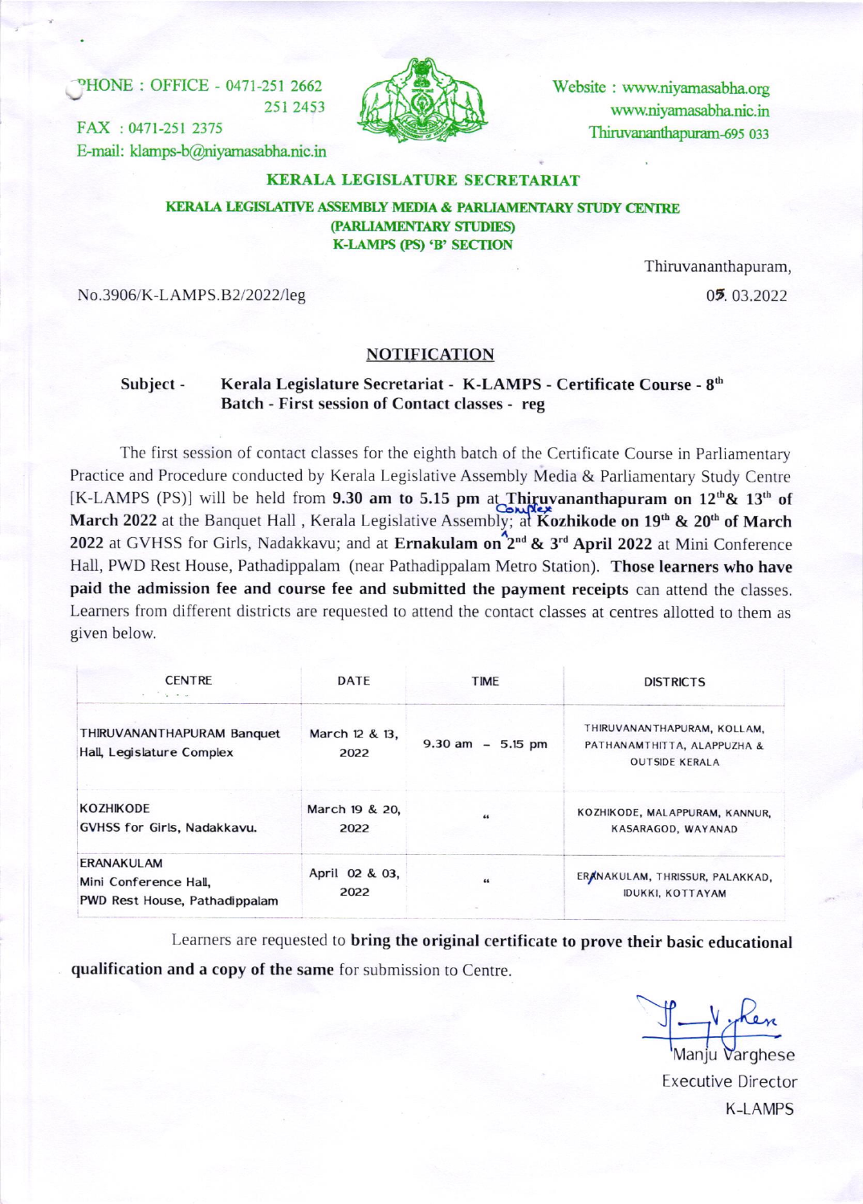PHONE : OFFICE - 0471-251 2662
251 2453

FAX : 0471-251 2375

E-mail: klamps-b@niyamasabha.nic.in

Website : www.niyamasabha.org
www.niyamasabha.nic.in
Thiruvananthapuram-695 033

## KERALA LEGISLATURE SECRETARIAT

### KERALA LEGISLATIVE ASSEMBLY MEDIA & PARLIAMENTARY STUDY CENTRE (PARLIAMENTARY STUDIES) K-LAMPS (PS) 'B' SECTION

Thiruvananthapuram,

No.3906/K-LAMPS.B2/2022/leg

05.03.2022

### NOTIFICATION

**Subject - Kerala Legislature Secretariat - K-LAMPS - Certificate Course - 8th Batch - First session of Contact classes - reg**

The first session of contact classes for the eighth batch of the Certificate Course in Parliamentary Practice and Procedure conducted by Kerala Legislative Assembly Media & Parliamentary Study Centre [K-LAMPS (PS)] will be held from **9.30 am to 5.15 pm** at **Thiruvananthapuram on 12th & 13th of March 2022** at the Banquet Hall , Kerala Legislative Assembly Complex; at **Kozhikode on 19th & 20th of March 2022** at GVHSS for Girls, Nadakkavu; and at **Ernakulam on 2nd & 3rd April 2022** at Mini Conference Hall, PWD Rest House, Pathadippalam (near Pathadippalam Metro Station). **Those learners who have paid the admission fee and course fee and submitted the payment receipts** can attend the classes. Learners from different districts are requested to attend the contact classes at centres allotted to them as given below.

| CENTRE | DATE | TIME | DISTRICTS |
|---|---|---|---|
| THIRUVANANTHAPURAM Banquet Hall, Legislature Complex | March 12 & 13, 2022 | 9.30 am - 5.15 pm | THIRUVANANTHAPURAM, KOLLAM, PATHANAMTHITTA, ALAPPUZHA & OUTSIDE KERALA |
| KOZHIKODE GVHSS for Girls, Nadakkavu. | March 19 & 20, 2022 | " | KOZHIKODE, MALAPPURAM, KANNUR, KASARAGOD, WAYANAD |
| ERANAKULAM Mini Conference Hall, PWD Rest House, Pathadippalam | April 02 & 03, 2022 | " | ERNAKULAM, THRISSUR, PALAKKAD, IDUKKI, KOTTAYAM |

Learners are requested to **bring the original certificate to prove their basic educational qualification and a copy of the same** for submission to Centre.

Manju Varghese
Executive Director
K-LAMPS